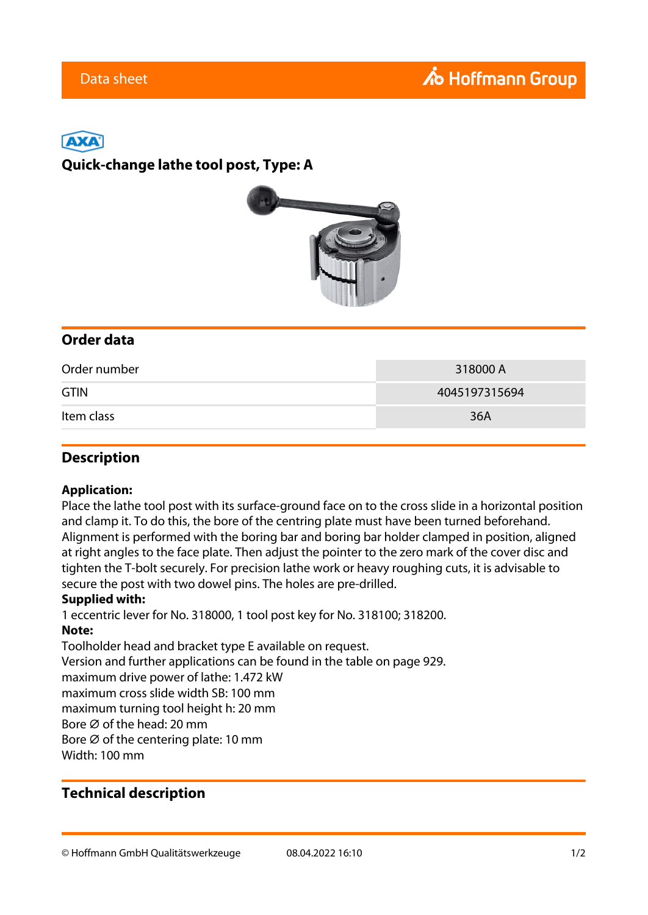Data sheet

Hoffmann Group

AXA

# Quick-change lathe tool post, Type: A

## Order data

| | |
|---|---|
| Order number | 318000 A |
| GTIN | 4045197315694 |
| Item class | 36A |

## Description

**Application:**
Place the lathe tool post with its surface-ground face on to the cross slide in a horizontal position and clamp it. To do this, the bore of the centring plate must have been turned beforehand. Alignment is performed with the boring bar and boring bar holder clamped in position, aligned at right angles to the face plate. Then adjust the pointer to the zero mark of the cover disc and tighten the T-bolt securely. For precision lathe work or heavy roughing cuts, it is advisable to secure the post with two dowel pins. The holes are pre-drilled.
**Supplied with:**
1 eccentric lever for No. 318000, 1 tool post key for No. 318100; 318200.
**Note:**
Toolholder head and bracket type E available on request.
Version and further applications can be found in the table on page 929.
maximum drive power of lathe: 1.472 kW
maximum cross slide width SB: 100 mm
maximum turning tool height h: 20 mm
Bore Ø of the head: 20 mm
Bore Ø of the centering plate: 10 mm
Width: 100 mm

## Technical description

© Hoffmann GmbH Qualitätswerkzeuge 08.04.2022 16:10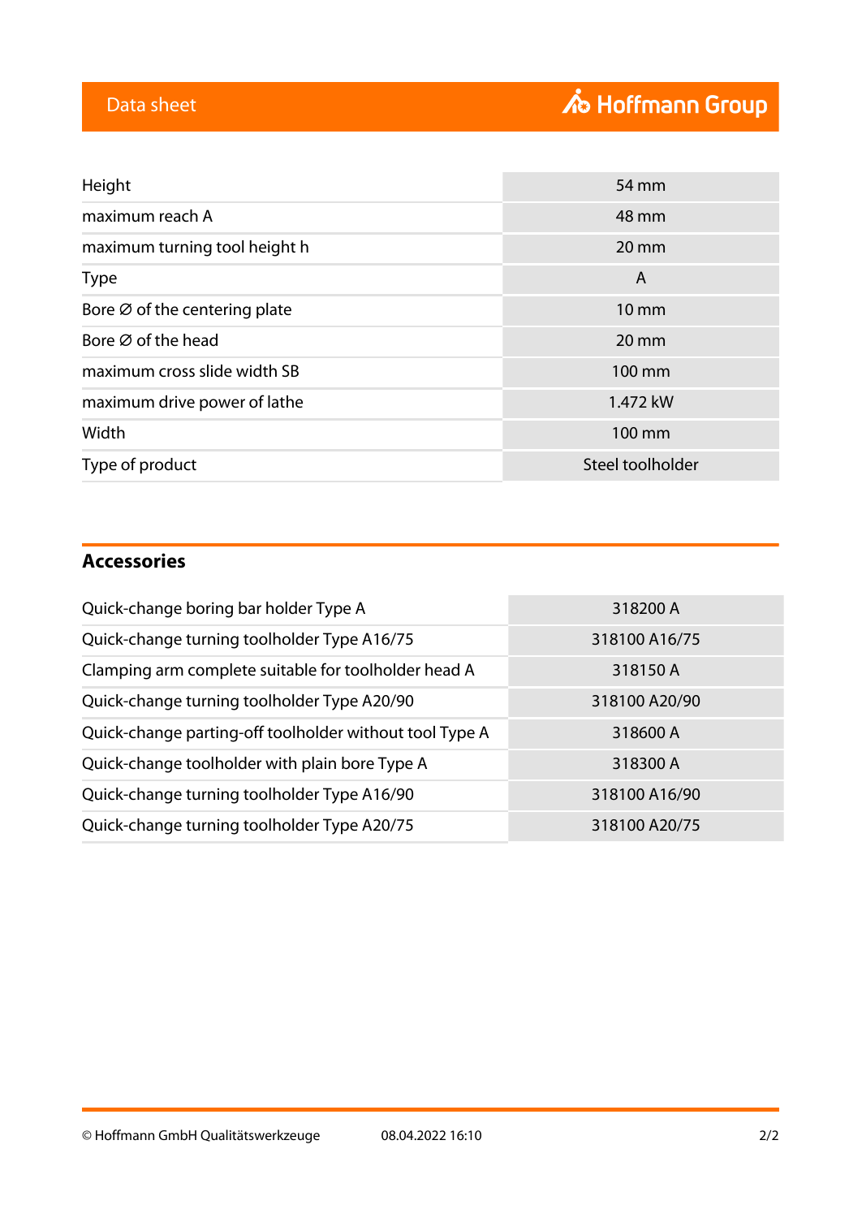| | |
|---|---|
| Height | 54 mm |
| maximum reach A | 48 mm |
| maximum turning tool height h | 20 mm |
| Type | A |
| Bore Ø of the centering plate | 10 mm |
| Bore Ø of the head | 20 mm |
| maximum cross slide width SB | 100 mm |
| maximum drive power of lathe | 1.472 kW |
| Width | 100 mm |
| Type of product | Steel toolholder |

## Accessories

| | |
|---|---|
| Quick-change boring bar holder Type A | 318200 A |
| Quick-change turning toolholder Type A16/75 | 318100 A16/75 |
| Clamping arm complete suitable for toolholder head A | 318150 A |
| Quick-change turning toolholder Type A20/90 | 318100 A20/90 |
| Quick-change parting-off toolholder without tool Type A | 318600 A |
| Quick-change toolholder with plain bore Type A | 318300 A |
| Quick-change turning toolholder Type A16/90 | 318100 A16/90 |
| Quick-change turning toolholder Type A20/75 | 318100 A20/75 |